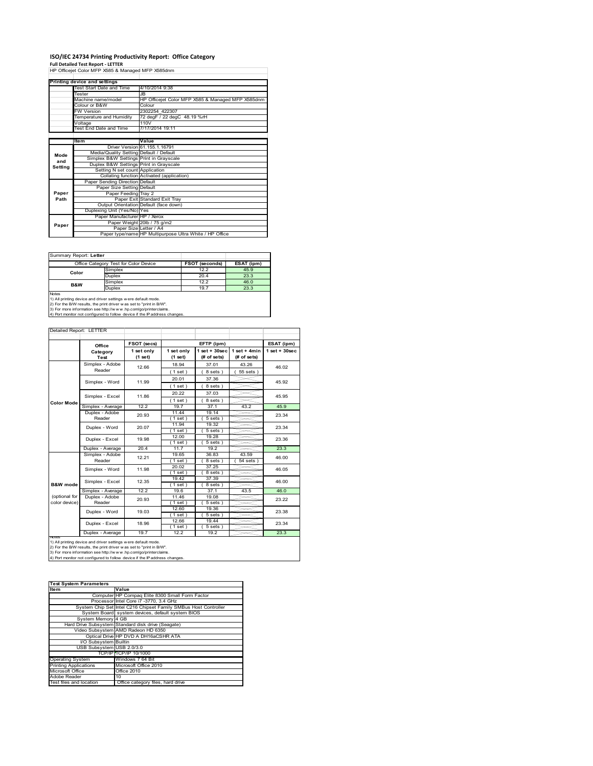# ISO/IEC 24734 Printing Productivity Report: Office Category

**Full Detailed Test Report - LETTER**

HP Officejet Color MFP X585 & Managed MFP X585dnm

| Printing device and settings | |
|---|---|
| Test Start Date and Time | 4/10/2014 9:38 |
| Tester | JB |
| Machine name/model | HP Officejet Color MFP X585 & Managed MFP X585dnm |
| Colour or B&W | Colour |
| FW Version | 2302254_422307 |
| Temperature and Humidity | 72 degF / 22 degC 48.19 %rH |
| Voltage | 110V |
| Test End Date and Time | 7/17/2014 19:11 |

| | Item | Value |
|---|---|---|
| Mode and Setting | Driver Version | 61.155.1.16791 |
| | Media/Quality Setting | Default / Default |
| | Simplex B&W Settings | Print in Grayscale |
| | Duplex B&W Settings | Print in Grayscale |
| | Setting N set count | Application |
| | Collating function | Activated (application) |
| Paper Path | Paper Sending Direction | Default |
| | Paper Size Setting | Default |
| | Paper Feeding | Tray 2 |
| | Paper Exit | Standard Exit Tray |
| | Output Orientation | Default (face down) |
| | Duplexing Unit (Yes/No) | Yes |
| Paper | Paper Manufacturer | HP / Xerox |
| | Paper Weight | 20lb / 75 g/m2 |
| | Paper Size | Letter / A4 |
| | Paper type/name | HP Multipurpose Ultra White / HP Office |

Summary Report: **Letter**

| Office Category Test for Color Device | | FSOT (seconds) | ESAT (ipm) |
|---|---|---|---|
| Color | Simplex | 12.2 | 45.9 |
| | Duplex | 20.4 | 23.3 |
| B&W | Simplex | 12.2 | 46.0 |
| | Duplex | 19.7 | 23.3 |

Notes
1) All printing device and driver settings were default mode.
2) For the B/W results, the print driver was set to "print in B/W".
3) For more information see http://www.hp.com/go/printerclaims.
4) Port monitor not configured to follow device if the IP address changes.

Detailed Report: LETTER

| | Office Category Test | FSOT (secs) 1 set only (1 set) | EFTP (ipm) 1 set only (1 set) | EFTP (ipm) 1 set + 30sec (# of sets) | EFTP (ipm) 1 set + 4min (# of sets) | ESAT (ipm) 1 set + 30sec |
|---|---|---|---|---|---|---|
| Color Mode | Simplex - Adobe Reader | 12.66 | 18.94 (1 set) | 37.01 (8 sets) | 43.26 (55 sets) | 46.02 |
| | Simplex - Word | 11.99 | 20.01 (1 set) | 37.36 (8 sets) | | 45.92 |
| | Simplex - Excel | 11.86 | 20.22 (1 set) | 37.03 (8 sets) | | 45.95 |
| | Simplex - Average | 12.2 | 19.7 | 37.1 | 43.2 | 45.9 |
| | Duplex - Adobe Reader | 20.93 | 11.44 (1 set) | 19.14 (5 sets) | | 23.34 |
| | Duplex - Word | 20.07 | 11.94 (1 set) | 19.32 (5 sets) | | 23.34 |
| | Duplex - Excel | 19.98 | 12.00 (1 set) | 19.28 (5 sets) | | 23.36 |
| | Duplex - Average | 20.4 | 11.7 | 19.2 | | 23.3 |
| B&W mode (optional for color device) | Simplex - Adobe Reader | 12.21 | 19.65 (1 set) | 36.83 (8 sets) | 43.59 (54 sets) | 46.00 |
| | Simplex - Word | 11.98 | 20.02 (1 set) | 37.25 (8 sets) | | 46.05 |
| | Simplex - Excel | 12.35 | 19.42 (1 set) | 37.39 (8 sets) | | 46.00 |
| | Simplex - Average | 12.2 | 19.6 | 37.1 | 43.5 | 46.0 |
| | Duplex - Adobe Reader | 20.93 | 11.46 (1 set) | 19.08 (5 sets) | | 23.22 |
| | Duplex - Word | 19.03 | 12.60 (1 set) | 19.36 (5 sets) | | 23.38 |
| | Duplex - Excel | 18.96 | 12.66 (1 set) | 19.44 (5 sets) | | 23.34 |
| | Duplex - Average | 19.7 | 12.2 | 19.2 | | 23.3 |

Notes
1) All printing device and driver settings were default mode.
2) For the B/W results, the print driver was set to "print in B/W".
3) For more information see http://www.hp.com/go/printerclaims.
4) Port monitor not configured to follow device if the IP address changes.

| Test System Parameters | |
|---|---|
| **Item** | **Value** |
| Computer | HP Compaq Elite 8300 Small Form Factor |
| Processor | Intel Core i7 -3770, 3.4 GHz |
| System Chip Set | Intel C216 Chipset Family SMBus Host Controller |
| System Board | system devices, default system BIOS |
| System Memory | 4 GB |
| Hard Drive Subsystem | Standard disk drive (Seagate) |
| Video Subsystem | AMD Radeon HD 6350 |
| Optical Drive | HP DVD A DH16aCSHR ATA |
| I/O Subsystem | Builtin |
| USB Subsystem | USB 2.0/3.0 |
| TCP/IP | TCP/IP 10/1000 |
| Operating System | Windows 7 64 Bit |
| Printing Applications | Microsoft Office 2010 |
| Microsoft Office | Office 2010 |
| Adobe Reader | 10 |
| Test files and location | Office category files, hard drive |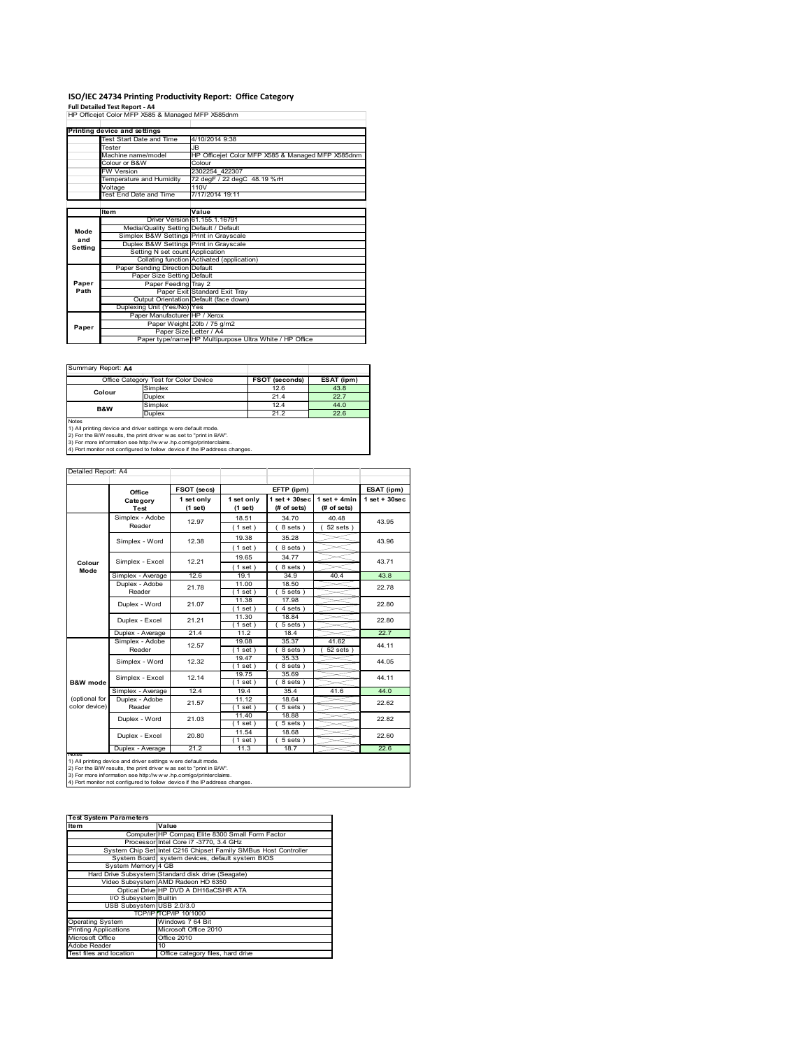# ISO/IEC 24734 Printing Productivity Report: Office Category

**Full Detailed Test Report - A4**

HP Officejet Color MFP X585 & Managed MFP X585dnm

| Printing device and settings | |
|---|---|
| Test Start Date and Time | 4/10/2014 9:38 |
| Tester | JB |
| Machine name/model | HP Officejet Color MFP X585 & Managed MFP X585dnm |
| Colour or B&W | Colour |
| FW Version | 2302254_422307 |
| Temperature and Humidity | 72 degF / 22 degC 48.19 %rH |
| Voltage | 110V |
| Test End Date and Time | 7/17/2014 19:11 |

| | Item | Value |
|---|---|---|
| Mode and Setting | Driver Version | 61.155.1.16791 |
| | Media/Quality Setting | Default / Default |
| | Simplex B&W Settings | Print in Grayscale |
| | Duplex B&W Settings | Print in Grayscale |
| | Setting N set count | Application |
| | Collating function | Activated (application) |
| Paper Path | Paper Sending Direction | Default |
| | Paper Size Setting | Default |
| | Paper Feeding | Tray 2 |
| | Paper Exit | Standard Exit Tray |
| | Output Orientation | Default (face down) |
| | Duplexing Unit (Yes/No) | Yes |
| Paper | Paper Manufacturer | HP / Xerox |
| | Paper Weight | 20lb / 75 g/m2 |
| | Paper Size | Letter / A4 |
| | Paper type/name | HP Multipurpose Ultra White / HP Office |

Summary Report: **A4**

| Office Category Test for Color Device | | FSOT (seconds) | ESAT (ipm) |
|---|---|---|---|
| Colour | Simplex | 12.6 | 43.8 |
| | Duplex | 21.4 | 22.7 |
| B&W | Simplex | 12.4 | 44.0 |
| | Duplex | 21.2 | 22.6 |

Notes
1) All printing device and driver settings were default mode.
2) For the B/W results, the print driver was set to "print in B/W".
3) For more information see http://www.hp.com/go/printerclaims.
4) Port monitor not configured to follow device if the IP address changes.

Detailed Report: A4

| | Office Category Test | FSOT (secs) 1 set only (1 set) | EFTP (ipm) 1 set only (1 set) | EFTP (ipm) 1 set + 30sec (# of sets) | EFTP (ipm) 1 set + 4min (# of sets) | ESAT (ipm) 1 set + 30sec |
|---|---|---|---|---|---|---|
| Colour Mode | Simplex - Adobe Reader | 12.97 | 18.51 (1 set) | 34.70 (8 sets) | 40.48 (52 sets) | 43.95 |
| | Simplex - Word | 12.38 | 19.38 (1 set) | 35.28 (8 sets) | | 43.96 |
| | Simplex - Excel | 12.21 | 19.65 (1 set) | 34.77 (8 sets) | | 43.71 |
| | Simplex - Average | 12.6 | 19.1 | 34.9 | 40.4 | 43.8 |
| | Duplex - Adobe Reader | 21.78 | 11.00 (1 set) | 18.50 (5 sets) | | 22.78 |
| | Duplex - Word | 21.07 | 11.38 (1 set) | 17.98 (4 sets) | | 22.80 |
| | Duplex - Excel | 21.21 | 11.30 (1 set) | 18.84 (5 sets) | | 22.80 |
| | Duplex - Average | 21.4 | 11.2 | 18.4 | | 22.7 |
| B&W mode (optional for color device) | Simplex - Adobe Reader | 12.57 | 19.08 (1 set) | 35.37 (8 sets) | 41.62 (52 sets) | 44.11 |
| | Simplex - Word | 12.32 | 19.47 (1 set) | 35.33 (8 sets) | | 44.05 |
| | Simplex - Excel | 12.14 | 19.75 (1 set) | 35.69 (8 sets) | | 44.11 |
| | Simplex - Average | 12.4 | 19.4 | 35.4 | 41.6 | 44.0 |
| | Duplex - Adobe Reader | 21.57 | 11.12 (1 set) | 18.64 (5 sets) | | 22.62 |
| | Duplex - Word | 21.03 | 11.40 (1 set) | 18.88 (5 sets) | | 22.82 |
| | Duplex - Excel | 20.80 | 11.54 (1 set) | 18.68 (5 sets) | | 22.60 |
| | Duplex - Average | 21.2 | 11.3 | 18.7 | | 22.6 |

Notes
1) All printing device and driver settings were default mode.
2) For the B/W results, the print driver was set to "print in B/W".
3) For more information see http://www.hp.com/go/printerclaims.
4) Port monitor not configured to follow device if the IP address changes.

| Test System Parameters | |
|---|---|
| **Item** | **Value** |
| Computer | HP Compaq Elite 8300 Small Form Factor |
| Processor | Intel Core i7 -3770, 3.4 GHz |
| System Chip Set | Intel C216 Chipset Family SMBus Host Controller |
| System Board | system devices, default system BIOS |
| System Memory | 4 GB |
| Hard Drive Subsystem | Standard disk drive (Seagate) |
| Video Subsystem | AMD Radeon HD 6350 |
| Optical Drive | HP DVD A DH16aCSHR ATA |
| I/O Subsystem | Builtin |
| USB Subsystem | USB 2.0/3.0 |
| TCP/IP | TCP/IP 10/1000 |
| Operating System | Windows 7 64 Bit |
| Printing Applications | Microsoft Office 2010 |
| Microsoft Office | Office 2010 |
| Adobe Reader | 10 |
| Test files and location | Office category files, hard drive |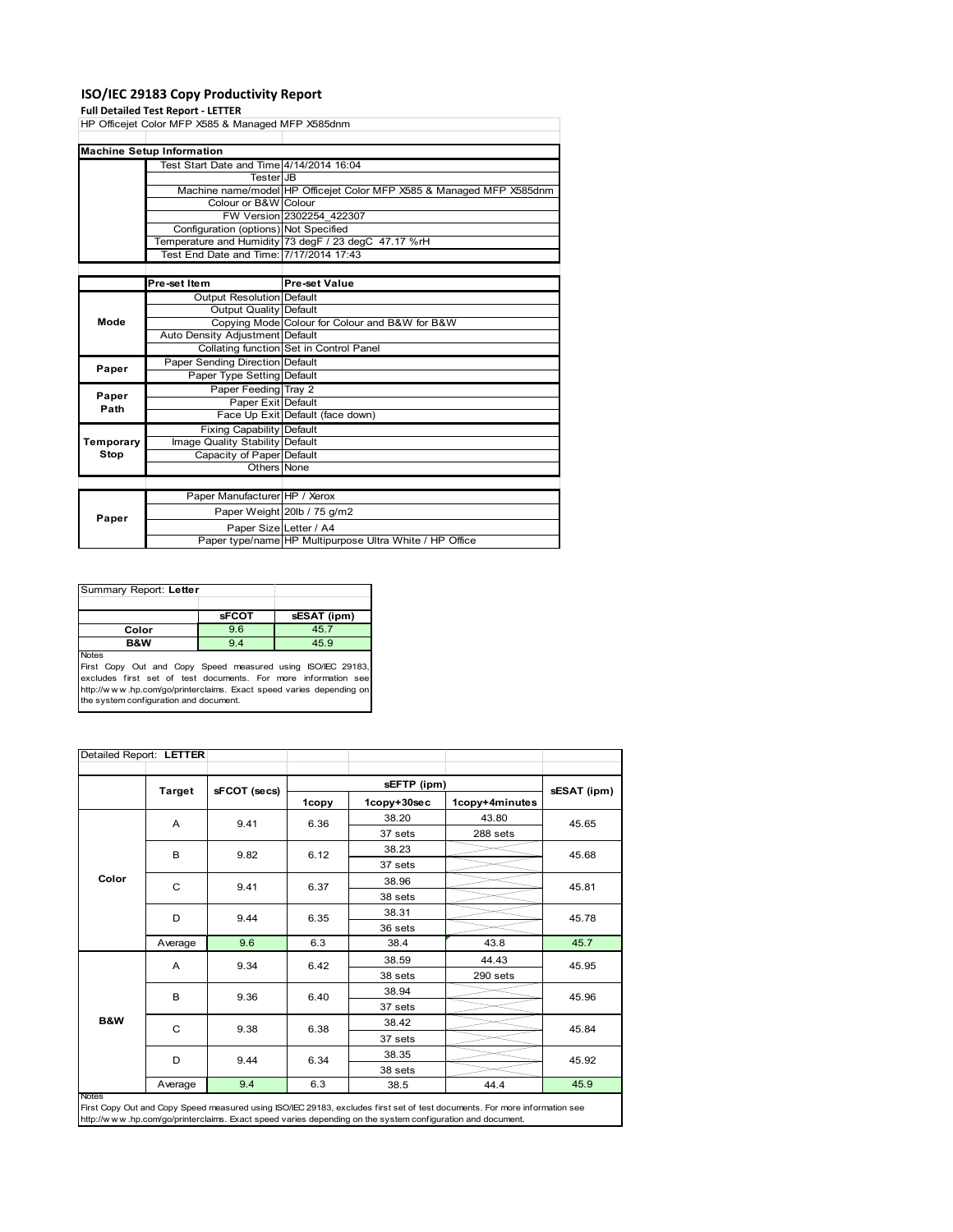# ISO/IEC 29183 Copy Productivity Report

**Full Detailed Test Report - LETTER**

HP Officejet Color MFP X585 & Managed MFP X585dnm

| Machine Setup Information | | |
|---|---|---|
| | Test Start Date and Time | 4/14/2014 16:04 |
| | Tester | JB |
| | Machine name/model | HP Officejet Color MFP X585 & Managed MFP X585dnm |
| | Colour or B&W | Colour |
| | FW Version | 2302254_422307 |
| | Configuration (options) | Not Specified |
| | Temperature and Humidity | 73 degF / 23 degC 47.17 %rH |
| | Test End Date and Time: | 7/17/2014 17:43 |

| | Pre-set Item | Pre-set Value |
|---|---|---|
| Mode | Output Resolution | Default |
| | Output Quality | Default |
| | Copying Mode | Colour for Colour and B&W for B&W |
| | Auto Density Adjustment | Default |
| | Collating function | Set in Control Panel |
| Paper | Paper Sending Direction | Default |
| | Paper Type Setting | Default |
| Paper Path | Paper Feeding | Tray 2 |
| | Paper Exit | Default |
| | Face Up Exit | Default (face down) |
| Temporary Stop | Fixing Capability | Default |
| | Image Quality Stability | Default |
| | Capacity of Paper | Default |
| | Others | None |

| | | |
|---|---|---|
| Paper | Paper Manufacturer | HP / Xerox |
| | Paper Weight | 20lb / 75 g/m2 |
| | Paper Size | Letter / A4 |
| | Paper type/name | HP Multipurpose Ultra White / HP Office |

Summary Report: **Letter**

| | sFCOT | sESAT (ipm) |
|---|---|---|
| Color | 9.6 | 45.7 |
| B&W | 9.4 | 45.9 |

Notes

First Copy Out and Copy Speed measured using ISO/IEC 29183, excludes first set of test documents. For more information see http://www.hp.com/go/printerclaims. Exact speed varies depending on the system configuration and document.

Detailed Report: **LETTER**

| | Target | sFCOT (secs) | sEFTP (ipm) | | | sESAT (ipm) |
|---|---|---|---|---|---|---|
| | | | 1copy | 1copy+30sec | 1copy+4minutes | |
| Color | A | 9.41 | 6.36 | 38.20 | 43.80 | 45.65 |
| | | | | 37 sets | 288 sets | |
| | B | 9.82 | 6.12 | 38.23 | | 45.68 |
| | | | | 37 sets | | |
| | C | 9.41 | 6.37 | 38.96 | | 45.81 |
| | | | | 38 sets | | |
| | D | 9.44 | 6.35 | 38.31 | | 45.78 |
| | | | | 36 sets | | |
| | Average | 9.6 | 6.3 | 38.4 | 43.8 | 45.7 |
| B&W | A | 9.34 | 6.42 | 38.59 | 44.43 | 45.95 |
| | | | | 38 sets | 290 sets | |
| | B | 9.36 | 6.40 | 38.94 | | 45.96 |
| | | | | 37 sets | | |
| | C | 9.38 | 6.38 | 38.42 | | 45.84 |
| | | | | 37 sets | | |
| | D | 9.44 | 6.34 | 38.35 | | 45.92 |
| | | | | 38 sets | | |
| | Average | 9.4 | 6.3 | 38.5 | 44.4 | 45.9 |

Notes

First Copy Out and Copy Speed measured using ISO/IEC 29183, excludes first set of test documents. For more information see http://www.hp.com/go/printerclaims. Exact speed varies depending on the system configuration and document.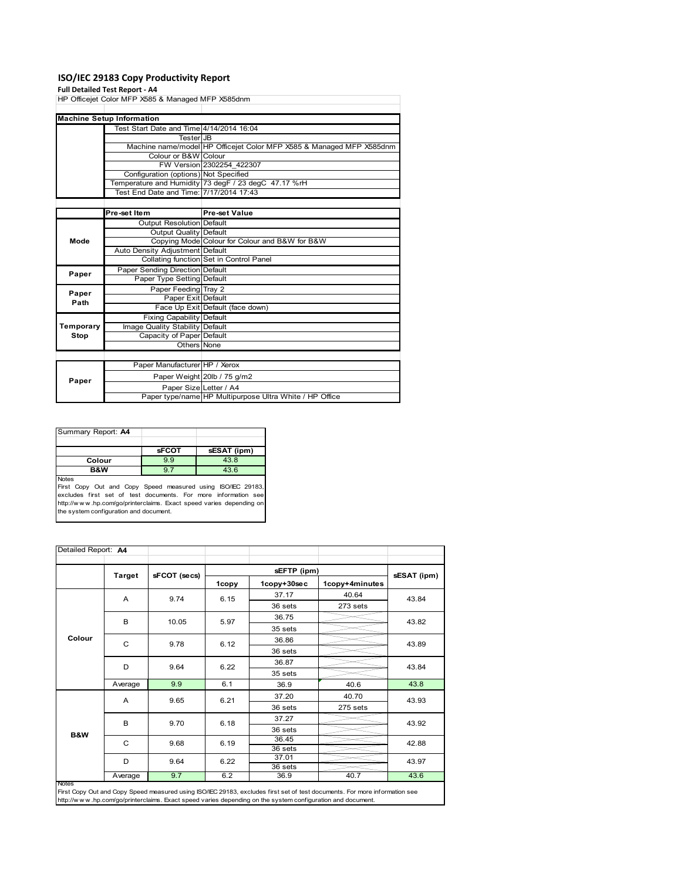# ISO/IEC 29183 Copy Productivity Report

**Full Detailed Test Report - A4**

HP Officejet Color MFP X585 & Managed MFP X585dnm

| **Machine Setup Information** | | |
|---|---|---|
| | Test Start Date and Time | 4/14/2014 16:04 |
| | Tester | JB |
| | Machine name/model | HP Officejet Color MFP X585 & Managed MFP X585dnm |
| | Colour or B&W | Colour |
| | FW Version | 2302254_422307 |
| | Configuration (options) | Not Specified |
| | Temperature and Humidity | 73 degF / 23 degC 47.17 %rH |
| | Test End Date and Time: | 7/17/2014 17:43 |

| | Pre-set Item | Pre-set Value |
|---|---|---|
| Mode | Output Resolution | Default |
| | Output Quality | Default |
| | Copying Mode | Colour for Colour and B&W for B&W |
| | Auto Density Adjustment | Default |
| | Collating function | Set in Control Panel |
| Paper | Paper Sending Direction | Default |
| | Paper Type Setting | Default |
| Paper Path | Paper Feeding | Tray 2 |
| | Paper Exit | Default |
| | Face Up Exit | Default (face down) |
| Temporary Stop | Fixing Capability | Default |
| | Image Quality Stability | Default |
| | Capacity of Paper | Default |
| | Others | None |
| Paper | Paper Manufacturer | HP / Xerox |
| | Paper Weight | 20lb / 75 g/m2 |
| | Paper Size | Letter / A4 |
| | Paper type/name | HP Multipurpose Ultra White / HP Office |

Summary Report: **A4**

| | sFCOT | sESAT (ipm) |
|---|---|---|
| **Colour** | 9.9 | 43.8 |
| **B&W** | 9.7 | 43.6 |

Notes
First Copy Out and Copy Speed measured using ISO/IEC 29183, excludes first set of test documents. For more information see http://www.hp.com/go/printerclaims. Exact speed varies depending on the system configuration and document.

Detailed Report: **A4**

| | Target | sFCOT (secs) | sEFTP (ipm) 1copy | sEFTP (ipm) 1copy+30sec | sEFTP (ipm) 1copy+4minutes | sESAT (ipm) |
|---|---|---|---|---|---|---|
| Colour | A | 9.74 | 6.15 | 37.17 / 36 sets | 40.64 / 273 sets | 43.84 |
| | B | 10.05 | 5.97 | 36.75 / 35 sets | | 43.82 |
| | C | 9.78 | 6.12 | 36.86 / 36 sets | | 43.89 |
| | D | 9.64 | 6.22 | 36.87 / 35 sets | | 43.84 |
| | Average | 9.9 | 6.1 | 36.9 | 40.6 | 43.8 |
| B&W | A | 9.65 | 6.21 | 37.20 / 36 sets | 40.70 / 275 sets | 43.93 |
| | B | 9.70 | 6.18 | 37.27 / 36 sets | | 43.92 |
| | C | 9.68 | 6.19 | 36.45 / 36 sets | | 42.88 |
| | D | 9.64 | 6.22 | 37.01 / 36 sets | | 43.97 |
| | Average | 9.7 | 6.2 | 36.9 | 40.7 | 43.6 |

Notes
First Copy Out and Copy Speed measured using ISO/IEC 29183, excludes first set of test documents. For more information see http://www.hp.com/go/printerclaims. Exact speed varies depending on the system configuration and document.